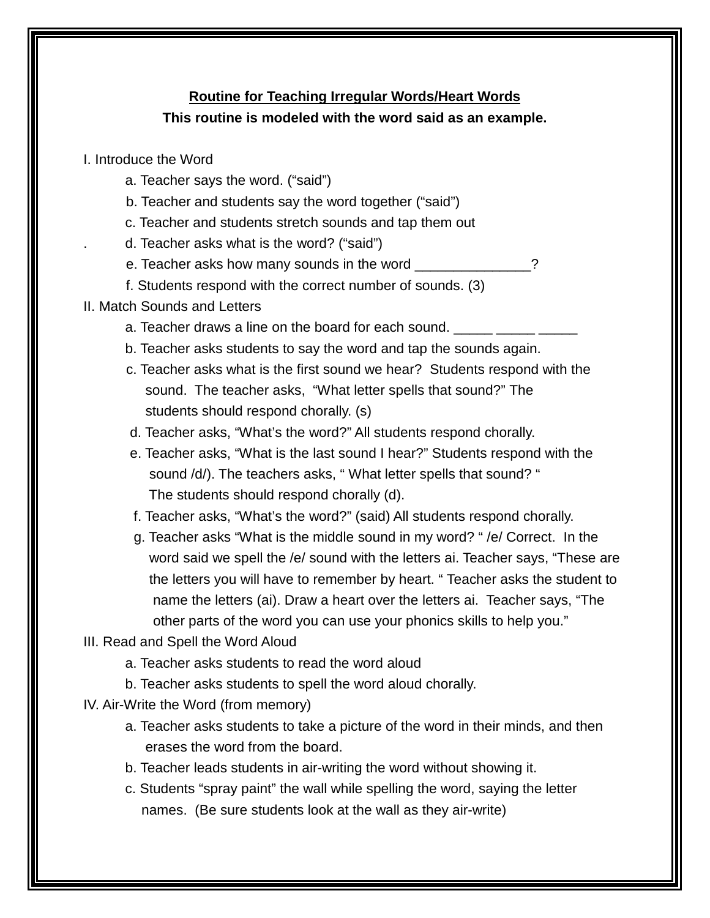**Routine for Teaching Irregular Words/Heart Words**

**This routine is modeled with the word said as an example.**

I. Introduce the Word

a. Teacher says the word. (“said”)

b. Teacher and students say the word together (“said”)

c. Teacher and students stretch sounds and tap them out

. d. Teacher asks what is the word? (“said”)

e. Teacher asks how many sounds in the word _______________?

f. Students respond with the correct number of sounds. (3)

II. Match Sounds and Letters

a. Teacher draws a line on the board for each sound. _____ _____ _____

b. Teacher asks students to say the word and tap the sounds again.

c. Teacher asks what is the first sound we hear? Students respond with the sound. The teacher asks, “What letter spells that sound?” The students should respond chorally. (s)

d. Teacher asks, “What’s the word?” All students respond chorally.

e. Teacher asks, “What is the last sound I hear?” Students respond with the sound /d/). The teachers asks, “ What letter spells that sound? “ The students should respond chorally (d).

f. Teacher asks, “What’s the word?” (said) All students respond chorally.

g. Teacher asks “What is the middle sound in my word? “ /e/ Correct. In the word said we spell the /e/ sound with the letters ai. Teacher says, “These are the letters you will have to remember by heart. “ Teacher asks the student to name the letters (ai). Draw a heart over the letters ai. Teacher says, “The other parts of the word you can use your phonics skills to help you.”

III. Read and Spell the Word Aloud

a. Teacher asks students to read the word aloud

b. Teacher asks students to spell the word aloud chorally.

IV. Air-Write the Word (from memory)

a. Teacher asks students to take a picture of the word in their minds, and then erases the word from the board.

b. Teacher leads students in air-writing the word without showing it.

c. Students “spray paint” the wall while spelling the word, saying the letter names. (Be sure students look at the wall as they air-write)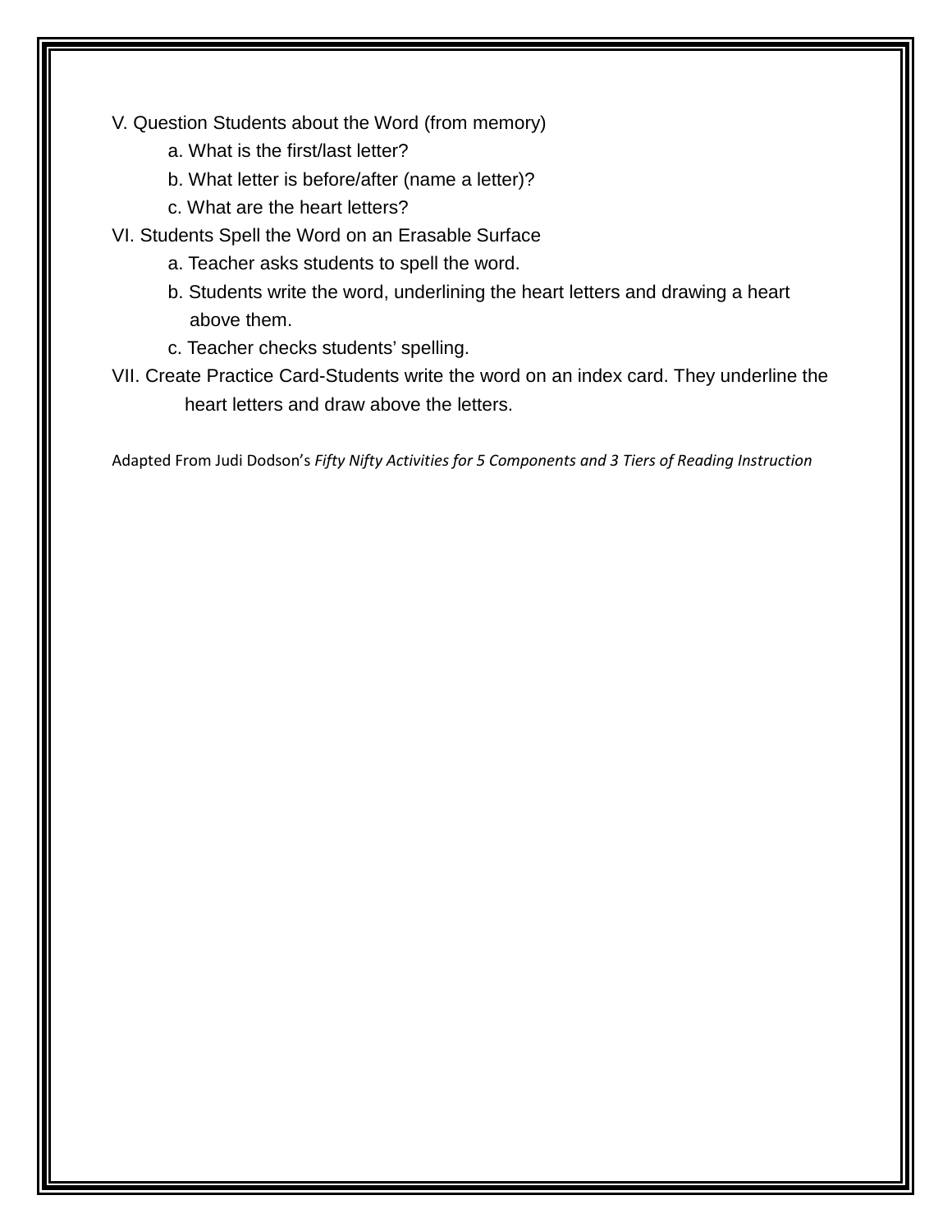V. Question Students about the Word (from memory)

a. What is the first/last letter?

b. What letter is before/after (name a letter)?

c. What are the heart letters?

VI. Students Spell the Word on an Erasable Surface

a. Teacher asks students to spell the word.

b. Students write the word, underlining the heart letters and drawing a heart above them.

c. Teacher checks students' spelling.

VII. Create Practice Card-Students write the word on an index card. They underline the heart letters and draw above the letters.

Adapted From Judi Dodson's *Fifty Nifty Activities for 5 Components and 3 Tiers of Reading Instruction*